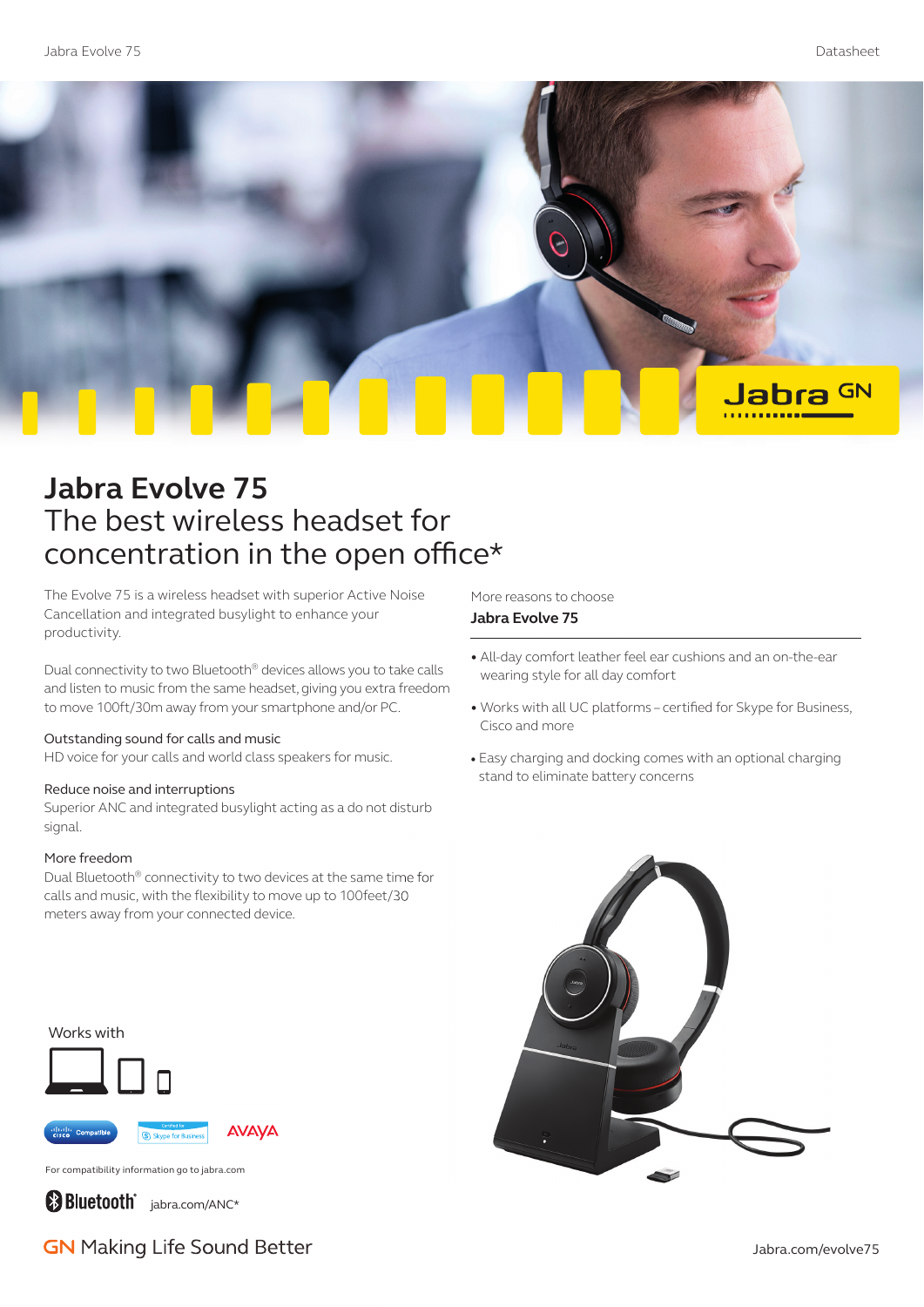# Jabra Evolve 75

## The best wireless headset for concentration in the open office*

The Evolve 75 is a wireless headset with superior Active Noise Cancellation and integrated busylight to enhance your productivity.

Dual connectivity to two Bluetooth® devices allows you to take calls and listen to music from the same headset, giving you extra freedom to move 100ft/30m away from your smartphone and/or PC.

Outstanding sound for calls and music
HD voice for your calls and world class speakers for music.

Reduce noise and interruptions
Superior ANC and integrated busylight acting as a do not disturb signal.

More freedom
Dual Bluetooth® connectivity to two devices at the same time for calls and music, with the flexibility to move up to 100feet/30 meters away from your connected device.

More reasons to choose
**Jabra Evolve 75**

- All-day comfort leather feel ear cushions and an on-the-ear wearing style for all day comfort
- Works with all UC platforms – certified for Skype for Business, Cisco and more
- Easy charging and docking comes with an optional charging stand to eliminate battery concerns

Works with

For compatibility information go to jabra.com

Bluetooth® jabra.com/ANC*

GN Making Life Sound Better

Jabra.com/evolve75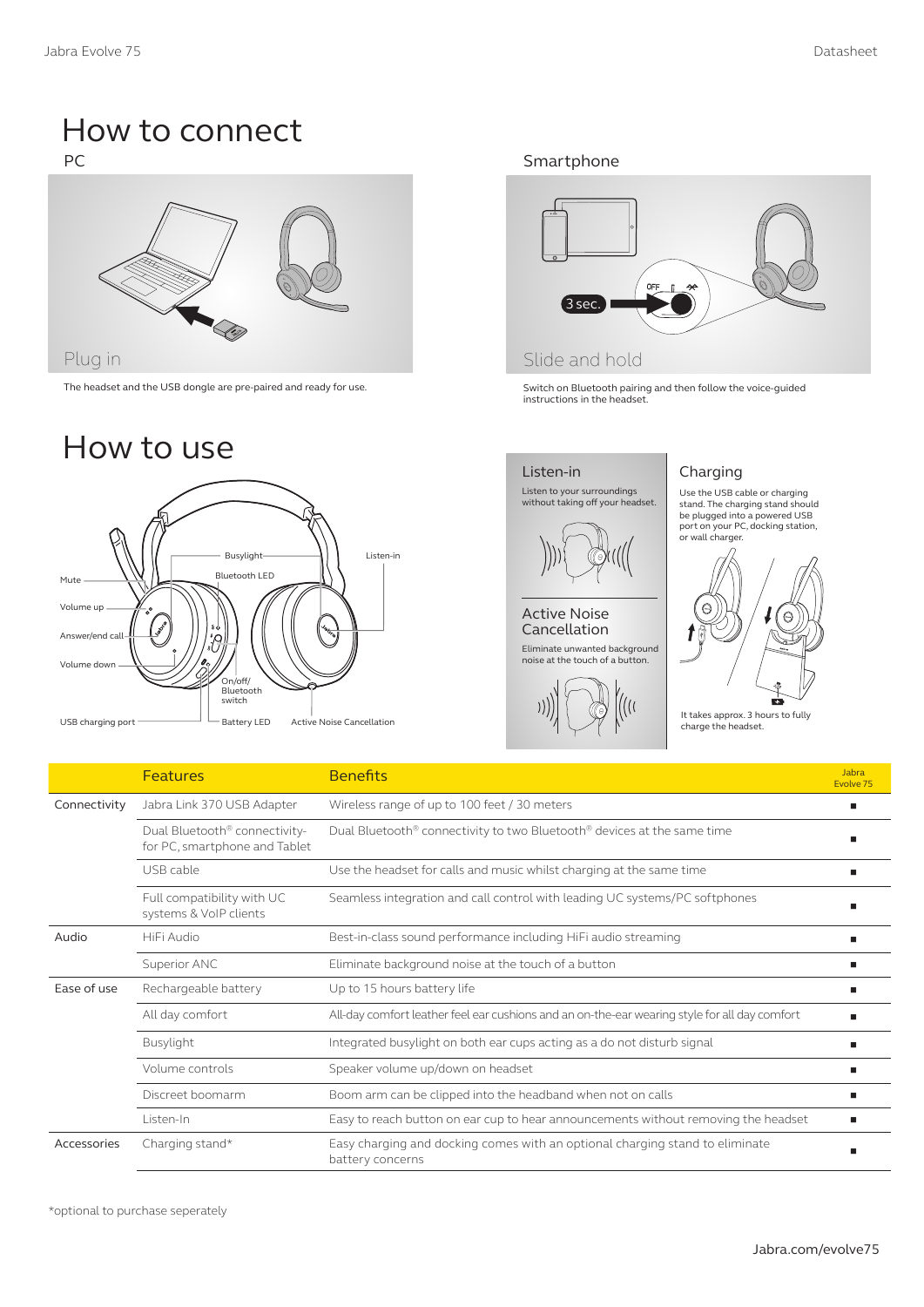# How to connect

## PC

Plug in

The headset and the USB dongle are pre-paired and ready for use.

## Smartphone

3 sec.

OFF

Slide and hold

Switch on Bluetooth pairing and then follow the voice-guided instructions in the headset.

# How to use

Mute

Volume up

Answer/end call

Volume down

USB charging port

Busylight

Bluetooth LED

On/off/ Bluetooth switch

Battery LED

Listen-in

Active Noise Cancellation

### Listen-in

Listen to your surroundings without taking off your headset.

### Active Noise Cancellation

Eliminate unwanted background noise at the touch of a button.

### Charging

Use the USB cable or charging stand. The charging stand should be plugged into a powered USB port on your PC, docking station, or wall charger.

It takes approx. 3 hours to fully charge the headset.

| | Features | Benefits | Jabra Evolve 75 |
|---|---|---|---|
| Connectivity | Jabra Link 370 USB Adapter | Wireless range of up to 100 feet / 30 meters | ■ |
| | Dual Bluetooth® connectivity- for PC, smartphone and Tablet | Dual Bluetooth® connectivity to two Bluetooth® devices at the same time | ■ |
| | USB cable | Use the headset for calls and music whilst charging at the same time | ■ |
| | Full compatibility with UC systems & VoIP clients | Seamless integration and call control with leading UC systems/PC softphones | ■ |
| Audio | HiFi Audio | Best-in-class sound performance including HiFi audio streaming | ■ |
| | Superior ANC | Eliminate background noise at the touch of a button | ■ |
| Ease of use | Rechargeable battery | Up to 15 hours battery life | ■ |
| | All day comfort | All-day comfort leather feel ear cushions and an on-the-ear wearing style for all day comfort | ■ |
| | Busylight | Integrated busylight on both ear cups acting as a do not disturb signal | ■ |
| | Volume controls | Speaker volume up/down on headset | ■ |
| | Discreet boomarm | Boom arm can be clipped into the headband when not on calls | ■ |
| | Listen-In | Easy to reach button on ear cup to hear announcements without removing the headset | ■ |
| Accessories | Charging stand* | Easy charging and docking comes with an optional charging stand to eliminate battery concerns | ■ |

*optional to purchase seperately

Jabra.com/evolve75